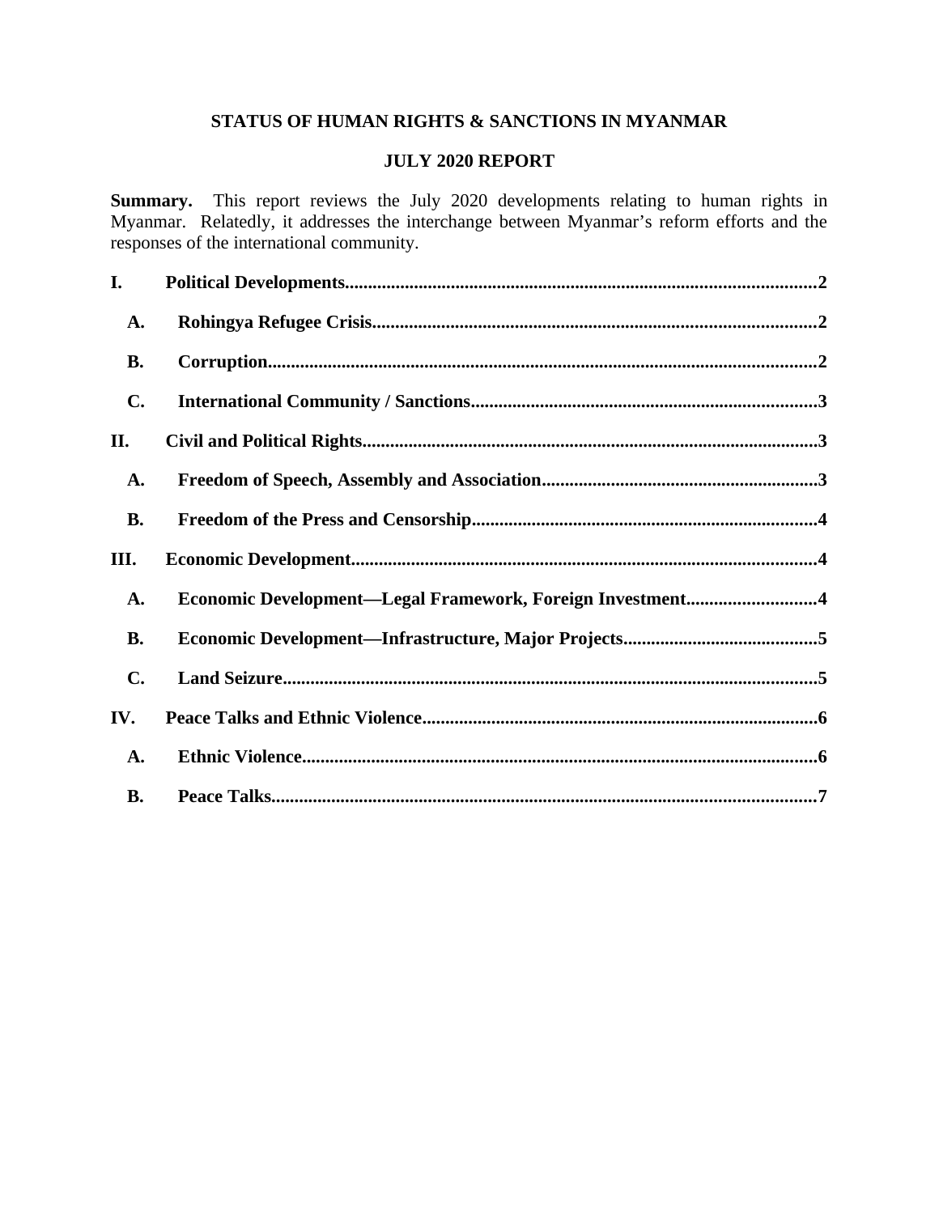# STATUS OF HUMAN RIGHTS & SANCTIONS IN MYANMAR

## JULY 2020 REPORT

**Summary.** This report reviews the July 2020 developments relating to human rights in Myanmar. Relatedly, it addresses the interchange between Myanmar's reform efforts and the responses of the international community.

**I. Political Developments.....2**

- **A. Rohingya Refugee Crisis.....2**
- **B. Corruption.....2**
- **C. International Community / Sanctions.....3**

**II. Civil and Political Rights.....3**

- **A. Freedom of Speech, Assembly and Association.....3**
- **B. Freedom of the Press and Censorship.....4**

**III. Economic Development.....4**

- **A. Economic Development—Legal Framework, Foreign Investment.....4**
- **B. Economic Development—Infrastructure, Major Projects.....5**
- **C. Land Seizure.....5**

**IV. Peace Talks and Ethnic Violence.....6**

- **A. Ethnic Violence.....6**
- **B. Peace Talks.....7**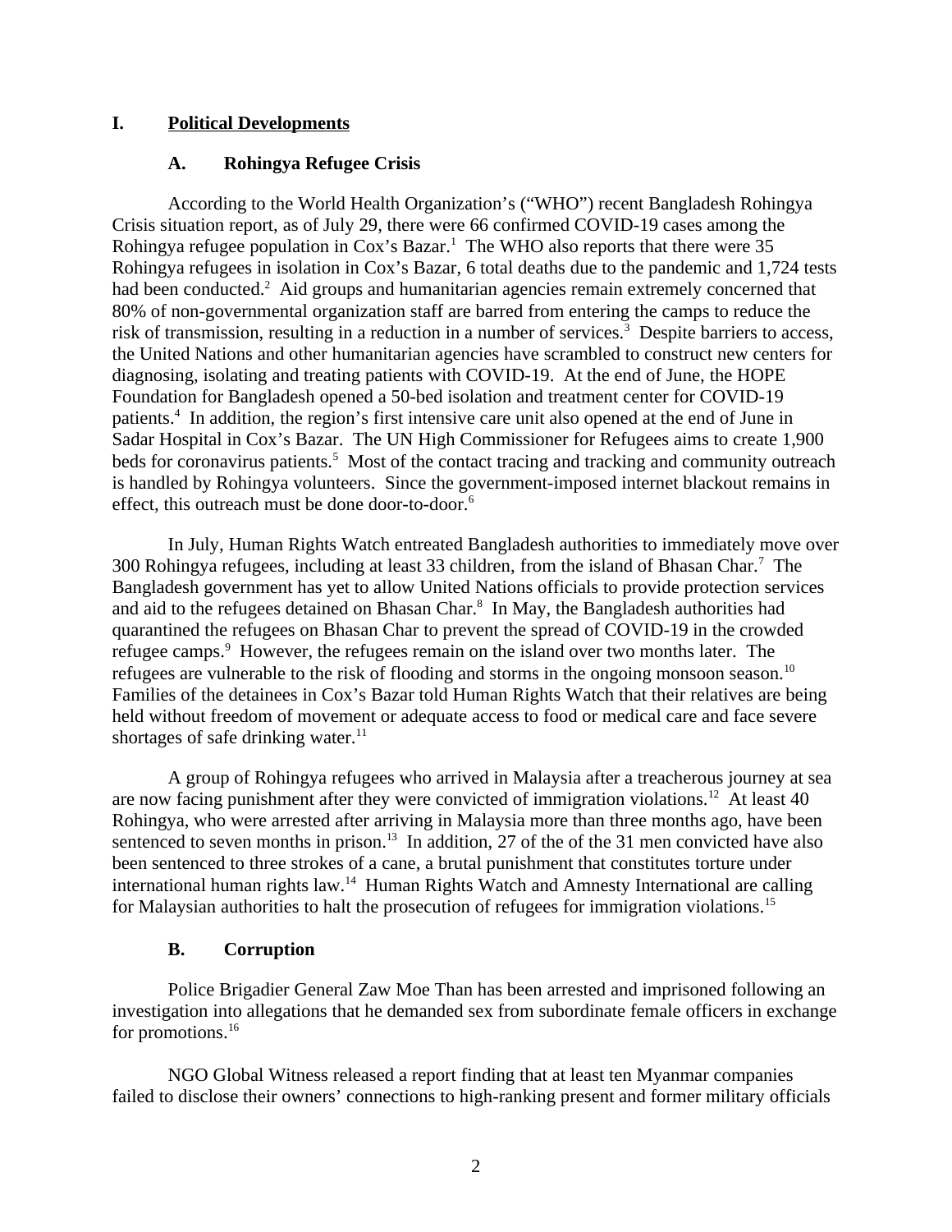# I. Political Developments

## A. Rohingya Refugee Crisis

According to the World Health Organization's ("WHO") recent Bangladesh Rohingya Crisis situation report, as of July 29, there were 66 confirmed COVID-19 cases among the Rohingya refugee population in Cox's Bazar.[1] The WHO also reports that there were 35 Rohingya refugees in isolation in Cox's Bazar, 6 total deaths due to the pandemic and 1,724 tests had been conducted.[2] Aid groups and humanitarian agencies remain extremely concerned that 80% of non-governmental organization staff are barred from entering the camps to reduce the risk of transmission, resulting in a reduction in a number of services.[3] Despite barriers to access, the United Nations and other humanitarian agencies have scrambled to construct new centers for diagnosing, isolating and treating patients with COVID-19. At the end of June, the HOPE Foundation for Bangladesh opened a 50-bed isolation and treatment center for COVID-19 patients.[4] In addition, the region's first intensive care unit also opened at the end of June in Sadar Hospital in Cox's Bazar. The UN High Commissioner for Refugees aims to create 1,900 beds for coronavirus patients.[5] Most of the contact tracing and tracking and community outreach is handled by Rohingya volunteers. Since the government-imposed internet blackout remains in effect, this outreach must be done door-to-door.[6]

In July, Human Rights Watch entreated Bangladesh authorities to immediately move over 300 Rohingya refugees, including at least 33 children, from the island of Bhasan Char.[7] The Bangladesh government has yet to allow United Nations officials to provide protection services and aid to the refugees detained on Bhasan Char.[8] In May, the Bangladesh authorities had quarantined the refugees on Bhasan Char to prevent the spread of COVID-19 in the crowded refugee camps.[9] However, the refugees remain on the island over two months later. The refugees are vulnerable to the risk of flooding and storms in the ongoing monsoon season.[10] Families of the detainees in Cox's Bazar told Human Rights Watch that their relatives are being held without freedom of movement or adequate access to food or medical care and face severe shortages of safe drinking water.[11]

A group of Rohingya refugees who arrived in Malaysia after a treacherous journey at sea are now facing punishment after they were convicted of immigration violations.[12] At least 40 Rohingya, who were arrested after arriving in Malaysia more than three months ago, have been sentenced to seven months in prison.[13] In addition, 27 of the of the 31 men convicted have also been sentenced to three strokes of a cane, a brutal punishment that constitutes torture under international human rights law.[14] Human Rights Watch and Amnesty International are calling for Malaysian authorities to halt the prosecution of refugees for immigration violations.[15]

## B. Corruption

Police Brigadier General Zaw Moe Than has been arrested and imprisoned following an investigation into allegations that he demanded sex from subordinate female officers in exchange for promotions.[16]

NGO Global Witness released a report finding that at least ten Myanmar companies failed to disclose their owners' connections to high-ranking present and former military officials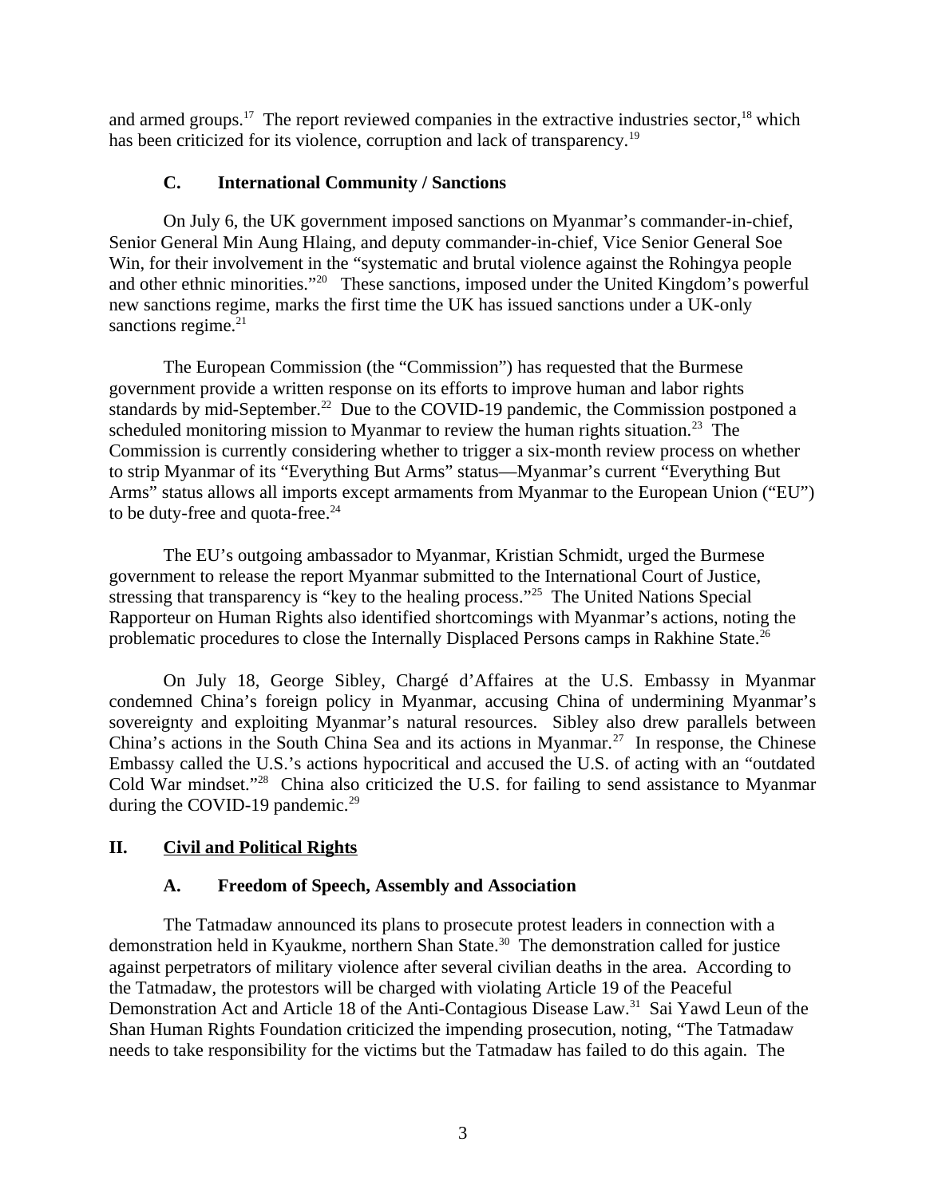and armed groups.[17] The report reviewed companies in the extractive industries sector,[18] which has been criticized for its violence, corruption and lack of transparency.[19]

### C. International Community / Sanctions

On July 6, the UK government imposed sanctions on Myanmar's commander-in-chief, Senior General Min Aung Hlaing, and deputy commander-in-chief, Vice Senior General Soe Win, for their involvement in the "systematic and brutal violence against the Rohingya people and other ethnic minorities."[20] These sanctions, imposed under the United Kingdom's powerful new sanctions regime, marks the first time the UK has issued sanctions under a UK-only sanctions regime.[21]

The European Commission (the "Commission") has requested that the Burmese government provide a written response on its efforts to improve human and labor rights standards by mid-September.[22] Due to the COVID-19 pandemic, the Commission postponed a scheduled monitoring mission to Myanmar to review the human rights situation.[23] The Commission is currently considering whether to trigger a six-month review process on whether to strip Myanmar of its "Everything But Arms" status—Myanmar's current "Everything But Arms" status allows all imports except armaments from Myanmar to the European Union ("EU") to be duty-free and quota-free.[24]

The EU's outgoing ambassador to Myanmar, Kristian Schmidt, urged the Burmese government to release the report Myanmar submitted to the International Court of Justice, stressing that transparency is "key to the healing process."[25] The United Nations Special Rapporteur on Human Rights also identified shortcomings with Myanmar's actions, noting the problematic procedures to close the Internally Displaced Persons camps in Rakhine State.[26]

On July 18, George Sibley, Chargé d'Affaires at the U.S. Embassy in Myanmar condemned China's foreign policy in Myanmar, accusing China of undermining Myanmar's sovereignty and exploiting Myanmar's natural resources. Sibley also drew parallels between China's actions in the South China Sea and its actions in Myanmar.[27] In response, the Chinese Embassy called the U.S.'s actions hypocritical and accused the U.S. of acting with an "outdated Cold War mindset."[28] China also criticized the U.S. for failing to send assistance to Myanmar during the COVID-19 pandemic.[29]

## II. Civil and Political Rights

### A. Freedom of Speech, Assembly and Association

The Tatmadaw announced its plans to prosecute protest leaders in connection with a demonstration held in Kyaukme, northern Shan State.[30] The demonstration called for justice against perpetrators of military violence after several civilian deaths in the area. According to the Tatmadaw, the protestors will be charged with violating Article 19 of the Peaceful Demonstration Act and Article 18 of the Anti-Contagious Disease Law.[31] Sai Yawd Leun of the Shan Human Rights Foundation criticized the impending prosecution, noting, "The Tatmadaw needs to take responsibility for the victims but the Tatmadaw has failed to do this again. The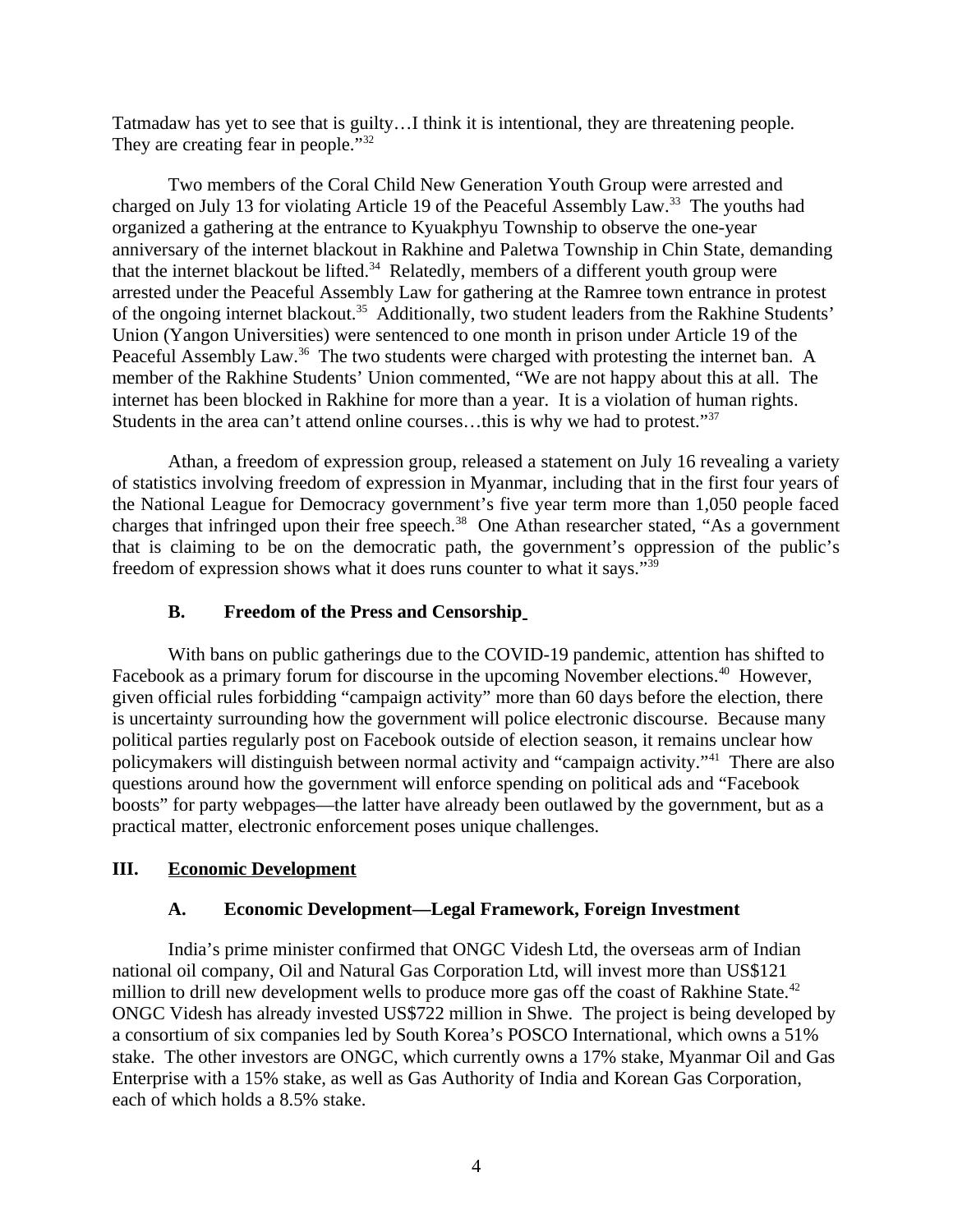Tatmadaw has yet to see that is guilty…I think it is intentional, they are threatening people. They are creating fear in people."[32]

Two members of the Coral Child New Generation Youth Group were arrested and charged on July 13 for violating Article 19 of the Peaceful Assembly Law.[33] The youths had organized a gathering at the entrance to Kyuakphyu Township to observe the one-year anniversary of the internet blackout in Rakhine and Paletwa Township in Chin State, demanding that the internet blackout be lifted.[34] Relatedly, members of a different youth group were arrested under the Peaceful Assembly Law for gathering at the Ramree town entrance in protest of the ongoing internet blackout.[35] Additionally, two student leaders from the Rakhine Students' Union (Yangon Universities) were sentenced to one month in prison under Article 19 of the Peaceful Assembly Law.[36] The two students were charged with protesting the internet ban. A member of the Rakhine Students' Union commented, "We are not happy about this at all. The internet has been blocked in Rakhine for more than a year. It is a violation of human rights. Students in the area can't attend online courses…this is why we had to protest."[37]

Athan, a freedom of expression group, released a statement on July 16 revealing a variety of statistics involving freedom of expression in Myanmar, including that in the first four years of the National League for Democracy government's five year term more than 1,050 people faced charges that infringed upon their free speech.[38] One Athan researcher stated, "As a government that is claiming to be on the democratic path, the government's oppression of the public's freedom of expression shows what it does runs counter to what it says."[39]

### B. Freedom of the Press and Censorship

With bans on public gatherings due to the COVID-19 pandemic, attention has shifted to Facebook as a primary forum for discourse in the upcoming November elections.[40] However, given official rules forbidding "campaign activity" more than 60 days before the election, there is uncertainty surrounding how the government will police electronic discourse. Because many political parties regularly post on Facebook outside of election season, it remains unclear how policymakers will distinguish between normal activity and "campaign activity."[41] There are also questions around how the government will enforce spending on political ads and "Facebook boosts" for party webpages—the latter have already been outlawed by the government, but as a practical matter, electronic enforcement poses unique challenges.

## III. Economic Development

### A. Economic Development—Legal Framework, Foreign Investment

India's prime minister confirmed that ONGC Videsh Ltd, the overseas arm of Indian national oil company, Oil and Natural Gas Corporation Ltd, will invest more than US$121 million to drill new development wells to produce more gas off the coast of Rakhine State.[42] ONGC Videsh has already invested US$722 million in Shwe. The project is being developed by a consortium of six companies led by South Korea's POSCO International, which owns a 51% stake. The other investors are ONGC, which currently owns a 17% stake, Myanmar Oil and Gas Enterprise with a 15% stake, as well as Gas Authority of India and Korean Gas Corporation, each of which holds a 8.5% stake.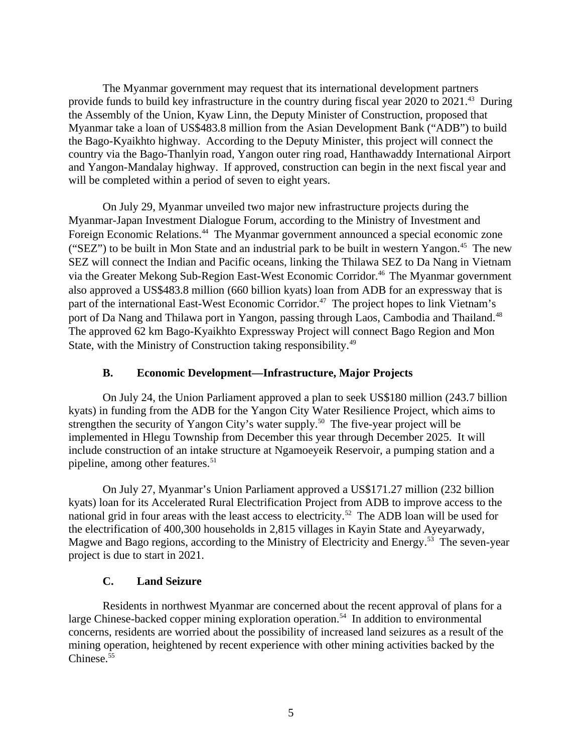The Myanmar government may request that its international development partners provide funds to build key infrastructure in the country during fiscal year 2020 to 2021.[43] During the Assembly of the Union, Kyaw Linn, the Deputy Minister of Construction, proposed that Myanmar take a loan of US$483.8 million from the Asian Development Bank ("ADB") to build the Bago-Kyaikhto highway. According to the Deputy Minister, this project will connect the country via the Bago-Thanlyin road, Yangon outer ring road, Hanthawaddy International Airport and Yangon-Mandalay highway. If approved, construction can begin in the next fiscal year and will be completed within a period of seven to eight years.

On July 29, Myanmar unveiled two major new infrastructure projects during the Myanmar-Japan Investment Dialogue Forum, according to the Ministry of Investment and Foreign Economic Relations.[44] The Myanmar government announced a special economic zone ("SEZ") to be built in Mon State and an industrial park to be built in western Yangon.[45] The new SEZ will connect the Indian and Pacific oceans, linking the Thilawa SEZ to Da Nang in Vietnam via the Greater Mekong Sub-Region East-West Economic Corridor.[46] The Myanmar government also approved a US$483.8 million (660 billion kyats) loan from ADB for an expressway that is part of the international East-West Economic Corridor.[47] The project hopes to link Vietnam's port of Da Nang and Thilawa port in Yangon, passing through Laos, Cambodia and Thailand.[48] The approved 62 km Bago-Kyaikhto Expressway Project will connect Bago Region and Mon State, with the Ministry of Construction taking responsibility.[49]

### B. Economic Development—Infrastructure, Major Projects

On July 24, the Union Parliament approved a plan to seek US$180 million (243.7 billion kyats) in funding from the ADB for the Yangon City Water Resilience Project, which aims to strengthen the security of Yangon City's water supply.[50] The five-year project will be implemented in Hlegu Township from December this year through December 2025. It will include construction of an intake structure at Ngamoeyeik Reservoir, a pumping station and a pipeline, among other features.[51]

On July 27, Myanmar's Union Parliament approved a US$171.27 million (232 billion kyats) loan for its Accelerated Rural Electrification Project from ADB to improve access to the national grid in four areas with the least access to electricity.[52] The ADB loan will be used for the electrification of 400,300 households in 2,815 villages in Kayin State and Ayeyarwady, Magwe and Bago regions, according to the Ministry of Electricity and Energy.[53] The seven-year project is due to start in 2021.

### C. Land Seizure

Residents in northwest Myanmar are concerned about the recent approval of plans for a large Chinese-backed copper mining exploration operation.[54] In addition to environmental concerns, residents are worried about the possibility of increased land seizures as a result of the mining operation, heightened by recent experience with other mining activities backed by the Chinese.[55]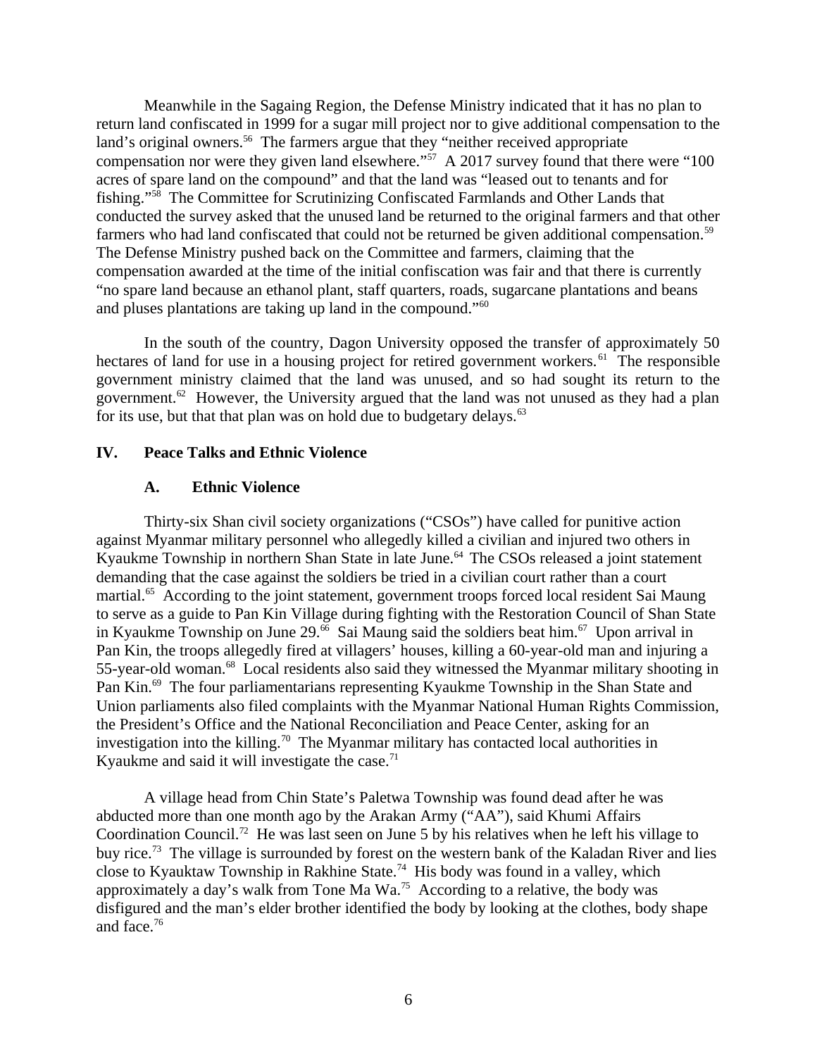Meanwhile in the Sagaing Region, the Defense Ministry indicated that it has no plan to return land confiscated in 1999 for a sugar mill project nor to give additional compensation to the land's original owners.[56] The farmers argue that they "neither received appropriate compensation nor were they given land elsewhere."[57] A 2017 survey found that there were "100 acres of spare land on the compound" and that the land was "leased out to tenants and for fishing."[58] The Committee for Scrutinizing Confiscated Farmlands and Other Lands that conducted the survey asked that the unused land be returned to the original farmers and that other farmers who had land confiscated that could not be returned be given additional compensation.[59] The Defense Ministry pushed back on the Committee and farmers, claiming that the compensation awarded at the time of the initial confiscation was fair and that there is currently "no spare land because an ethanol plant, staff quarters, roads, sugarcane plantations and beans and pluses plantations are taking up land in the compound."[60]

In the south of the country, Dagon University opposed the transfer of approximately 50 hectares of land for use in a housing project for retired government workers.[61] The responsible government ministry claimed that the land was unused, and so had sought its return to the government.[62] However, the University argued that the land was not unused as they had a plan for its use, but that that plan was on hold due to budgetary delays.[63]

## IV. Peace Talks and Ethnic Violence

### A. Ethnic Violence

Thirty-six Shan civil society organizations ("CSOs") have called for punitive action against Myanmar military personnel who allegedly killed a civilian and injured two others in Kyaukme Township in northern Shan State in late June.[64] The CSOs released a joint statement demanding that the case against the soldiers be tried in a civilian court rather than a court martial.[65] According to the joint statement, government troops forced local resident Sai Maung to serve as a guide to Pan Kin Village during fighting with the Restoration Council of Shan State in Kyaukme Township on June 29.[66] Sai Maung said the soldiers beat him.[67] Upon arrival in Pan Kin, the troops allegedly fired at villagers' houses, killing a 60-year-old man and injuring a 55-year-old woman.[68] Local residents also said they witnessed the Myanmar military shooting in Pan Kin.[69] The four parliamentarians representing Kyaukme Township in the Shan State and Union parliaments also filed complaints with the Myanmar National Human Rights Commission, the President's Office and the National Reconciliation and Peace Center, asking for an investigation into the killing.[70] The Myanmar military has contacted local authorities in Kyaukme and said it will investigate the case.[71]

A village head from Chin State's Paletwa Township was found dead after he was abducted more than one month ago by the Arakan Army ("AA"), said Khumi Affairs Coordination Council.[72] He was last seen on June 5 by his relatives when he left his village to buy rice.[73] The village is surrounded by forest on the western bank of the Kaladan River and lies close to Kyauktaw Township in Rakhine State.[74] His body was found in a valley, which approximately a day's walk from Tone Ma Wa.[75] According to a relative, the body was disfigured and the man's elder brother identified the body by looking at the clothes, body shape and face.[76]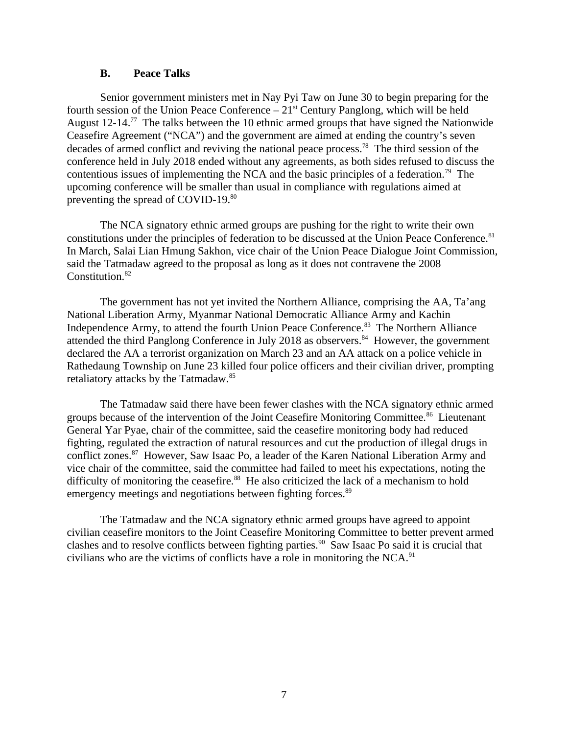## B. Peace Talks

Senior government ministers met in Nay Pyi Taw on June 30 to begin preparing for the fourth session of the Union Peace Conference – 21st Century Panglong, which will be held August 12-14.[77] The talks between the 10 ethnic armed groups that have signed the Nationwide Ceasefire Agreement ("NCA") and the government are aimed at ending the country's seven decades of armed conflict and reviving the national peace process.[78] The third session of the conference held in July 2018 ended without any agreements, as both sides refused to discuss the contentious issues of implementing the NCA and the basic principles of a federation.[79] The upcoming conference will be smaller than usual in compliance with regulations aimed at preventing the spread of COVID-19.[80]

The NCA signatory ethnic armed groups are pushing for the right to write their own constitutions under the principles of federation to be discussed at the Union Peace Conference.[81] In March, Salai Lian Hmung Sakhon, vice chair of the Union Peace Dialogue Joint Commission, said the Tatmadaw agreed to the proposal as long as it does not contravene the 2008 Constitution.[82]

The government has not yet invited the Northern Alliance, comprising the AA, Ta'ang National Liberation Army, Myanmar National Democratic Alliance Army and Kachin Independence Army, to attend the fourth Union Peace Conference.[83] The Northern Alliance attended the third Panglong Conference in July 2018 as observers.[84] However, the government declared the AA a terrorist organization on March 23 and an AA attack on a police vehicle in Rathedaung Township on June 23 killed four police officers and their civilian driver, prompting retaliatory attacks by the Tatmadaw.[85]

The Tatmadaw said there have been fewer clashes with the NCA signatory ethnic armed groups because of the intervention of the Joint Ceasefire Monitoring Committee.[86] Lieutenant General Yar Pyae, chair of the committee, said the ceasefire monitoring body had reduced fighting, regulated the extraction of natural resources and cut the production of illegal drugs in conflict zones.[87] However, Saw Isaac Po, a leader of the Karen National Liberation Army and vice chair of the committee, said the committee had failed to meet his expectations, noting the difficulty of monitoring the ceasefire.[88] He also criticized the lack of a mechanism to hold emergency meetings and negotiations between fighting forces.[89]

The Tatmadaw and the NCA signatory ethnic armed groups have agreed to appoint civilian ceasefire monitors to the Joint Ceasefire Monitoring Committee to better prevent armed clashes and to resolve conflicts between fighting parties.[90] Saw Isaac Po said it is crucial that civilians who are the victims of conflicts have a role in monitoring the NCA.[91]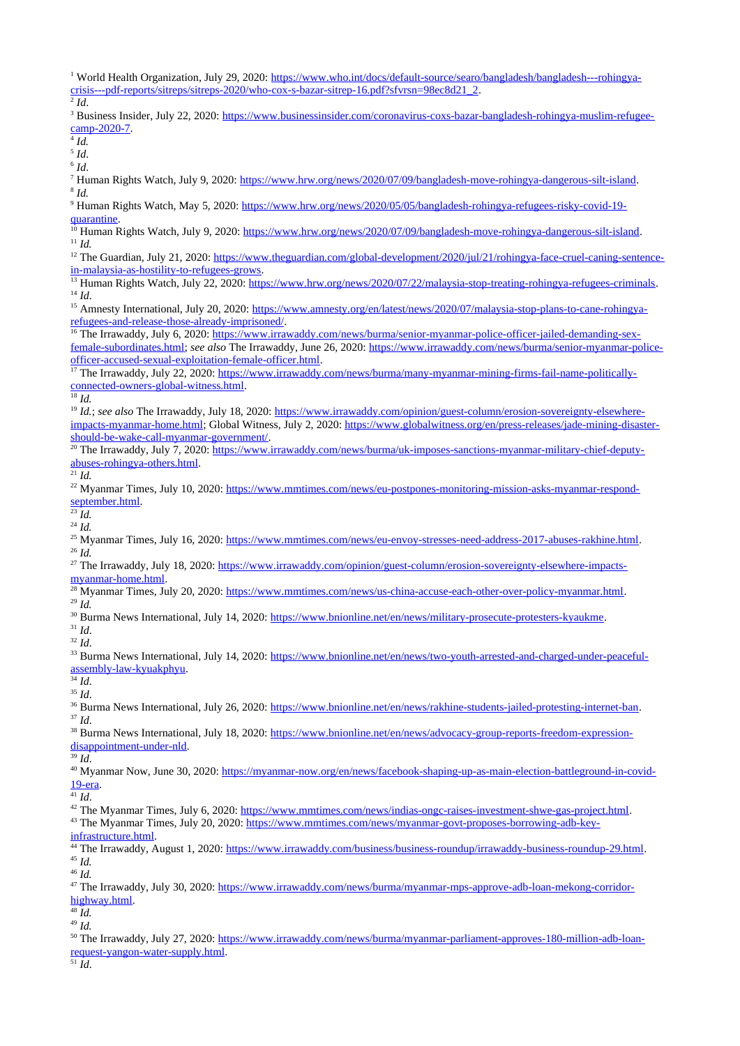[1] World Health Organization, July 29, 2020: https://www.who.int/docs/default-source/searo/bangladesh/bangladesh---rohingya-crisis---pdf-reports/sitreps/sitreps-2020/who-cox-s-bazar-sitrep-16.pdf?sfvrsn=98ec8d21_2.

[2] *Id*.

[3] Business Insider, July 22, 2020: https://www.businessinsider.com/coronavirus-coxs-bazar-bangladesh-rohingya-muslim-refugee-camp-2020-7.

[4] *Id.*

[5] *Id*.

[6] *Id*.

[7] Human Rights Watch, July 9, 2020: https://www.hrw.org/news/2020/07/09/bangladesh-move-rohingya-dangerous-silt-island.

[8] *Id.*

[9] Human Rights Watch, May 5, 2020: https://www.hrw.org/news/2020/05/05/bangladesh-rohingya-refugees-risky-covid-19-quarantine.

[10] Human Rights Watch, July 9, 2020: https://www.hrw.org/news/2020/07/09/bangladesh-move-rohingya-dangerous-silt-island.

[11] *Id.*

[12] The Guardian, July 21, 2020: https://www.theguardian.com/global-development/2020/jul/21/rohingya-face-cruel-caning-sentence-in-malaysia-as-hostility-to-refugees-grows.

[13] Human Rights Watch, July 22, 2020: https://www.hrw.org/news/2020/07/22/malaysia-stop-treating-rohingya-refugees-criminals.

[14] *Id*.

[15] Amnesty International, July 20, 2020: https://www.amnesty.org/en/latest/news/2020/07/malaysia-stop-plans-to-cane-rohingya-refugees-and-release-those-already-imprisoned/.

[16] The Irrawaddy, July 6, 2020: https://www.irrawaddy.com/news/burma/senior-myanmar-police-officer-jailed-demanding-sex-female-subordinates.html; *see also* The Irrawaddy, June 26, 2020: https://www.irrawaddy.com/news/burma/senior-myanmar-police-officer-accused-sexual-exploitation-female-officer.html.

[17] The Irrawaddy, July 22, 2020: https://www.irrawaddy.com/news/burma/many-myanmar-mining-firms-fail-name-politically-connected-owners-global-witness.html.

[18] *Id.*

[19] *Id.*; *see also* The Irrawaddy, July 18, 2020: https://www.irrawaddy.com/opinion/guest-column/erosion-sovereignty-elsewhere-impacts-myanmar-home.html; Global Witness, July 2, 2020: https://www.globalwitness.org/en/press-releases/jade-mining-disaster-should-be-wake-call-myanmar-government/.

[20] The Irrawaddy, July 7, 2020: https://www.irrawaddy.com/news/burma/uk-imposes-sanctions-myanmar-military-chief-deputy-abuses-rohingya-others.html.

[21] *Id.*

[22] Myanmar Times, July 10, 2020: https://www.mmtimes.com/news/eu-postpones-monitoring-mission-asks-myanmar-respond-september.html.

[23] *Id.*

[24] *Id.*

[25] Myanmar Times, July 16, 2020: https://www.mmtimes.com/news/eu-envoy-stresses-need-address-2017-abuses-rakhine.html.

[26] *Id.*

[27] The Irrawaddy, July 18, 2020: https://www.irrawaddy.com/opinion/guest-column/erosion-sovereignty-elsewhere-impacts-myanmar-home.html.

[28] Myanmar Times, July 20, 2020: https://www.mmtimes.com/news/us-china-accuse-each-other-over-policy-myanmar.html.

[29] *Id.*

[30] Burma News International, July 14, 2020: https://www.bnionline.net/en/news/military-prosecute-protesters-kyaukme.

[31] *Id*.

[32] *Id*.

[33] Burma News International, July 14, 2020: https://www.bnionline.net/en/news/two-youth-arrested-and-charged-under-peaceful-assembly-law-kyuakphyu.

[34] *Id*.

[35] *Id*.

[36] Burma News International, July 26, 2020: https://www.bnionline.net/en/news/rakhine-students-jailed-protesting-internet-ban.

[37] *Id*.

[38] Burma News International, July 18, 2020: https://www.bnionline.net/en/news/advocacy-group-reports-freedom-expression-disappointment-under-nld.

[39] *Id*.

[40] Myanmar Now, June 30, 2020: https://myanmar-now.org/en/news/facebook-shaping-up-as-main-election-battleground-in-covid-19-era.

[41] *Id*.

[42] The Myanmar Times, July 6, 2020: https://www.mmtimes.com/news/indias-ongc-raises-investment-shwe-gas-project.html.

[43] The Myanmar Times, July 20, 2020: https://www.mmtimes.com/news/myanmar-govt-proposes-borrowing-adb-key-infrastructure.html.

[44] The Irrawaddy, August 1, 2020: https://www.irrawaddy.com/business/business-roundup/irrawaddy-business-roundup-29.html.

[45] *Id.*

[46] *Id.*

[47] The Irrawaddy, July 30, 2020: https://www.irrawaddy.com/news/burma/myanmar-mps-approve-adb-loan-mekong-corridor-highway.html.

[48] *Id.*

[49] *Id.*

[50] The Irrawaddy, July 27, 2020: https://www.irrawaddy.com/news/burma/myanmar-parliament-approves-180-million-adb-loan-request-yangon-water-supply.html.

[51] *Id*.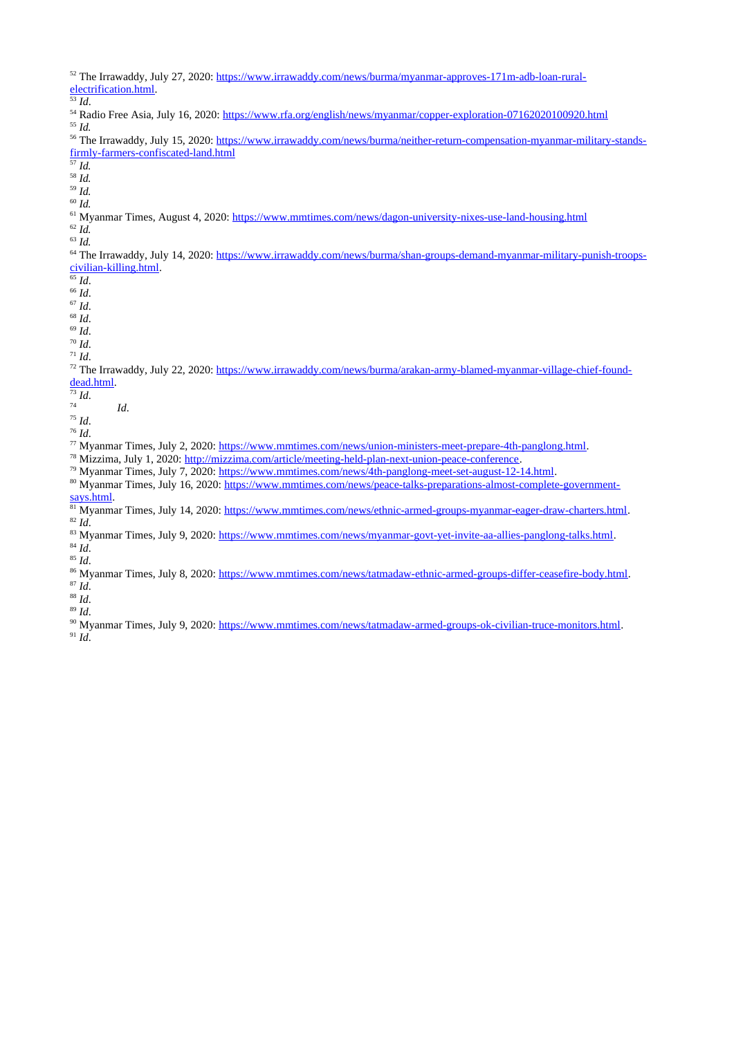[52] The Irrawaddy, July 27, 2020: https://www.irrawaddy.com/news/burma/myanmar-approves-171m-adb-loan-rural-electrification.html.

[53] *Id*.

[54] Radio Free Asia, July 16, 2020: https://www.rfa.org/english/news/myanmar/copper-exploration-07162020100920.html

[55] *Id.*

[56] The Irrawaddy, July 15, 2020: https://www.irrawaddy.com/news/burma/neither-return-compensation-myanmar-military-stands-firmly-farmers-confiscated-land.html

[57] *Id.*

[58] *Id.*

[59] *Id.*

[60] *Id.*

[61] Myanmar Times, August 4, 2020: https://www.mmtimes.com/news/dagon-university-nixes-use-land-housing.html

[62] *Id.*

[63] *Id.*

[64] The Irrawaddy, July 14, 2020: https://www.irrawaddy.com/news/burma/shan-groups-demand-myanmar-military-punish-troops-civilian-killing.html.

[65] *Id*.

[66] *Id*.

[67] *Id*.

[68] *Id*.

[69] *Id*.

[70] *Id*.

[71] *Id*.

[72] The Irrawaddy, July 22, 2020: https://www.irrawaddy.com/news/burma/arakan-army-blamed-myanmar-village-chief-found-dead.html.

[73] *Id*.

[74] *Id*.

[75] *Id*.

[76] *Id*.

[77] Myanmar Times, July 2, 2020: https://www.mmtimes.com/news/union-ministers-meet-prepare-4th-panglong.html.

[78] Mizzima, July 1, 2020: http://mizzima.com/article/meeting-held-plan-next-union-peace-conference.

[79] Myanmar Times, July 7, 2020: https://www.mmtimes.com/news/4th-panglong-meet-set-august-12-14.html.

[80] Myanmar Times, July 16, 2020: https://www.mmtimes.com/news/peace-talks-preparations-almost-complete-government-says.html.

[81] Myanmar Times, July 14, 2020: https://www.mmtimes.com/news/ethnic-armed-groups-myanmar-eager-draw-charters.html.

[82] *Id*.

[83] Myanmar Times, July 9, 2020: https://www.mmtimes.com/news/myanmar-govt-yet-invite-aa-allies-panglong-talks.html.

[84] *Id*.

[85] *Id*.

[86] Myanmar Times, July 8, 2020: https://www.mmtimes.com/news/tatmadaw-ethnic-armed-groups-differ-ceasefire-body.html.

[87] *Id*.

[88] *Id*.

[89] *Id*.

[90] Myanmar Times, July 9, 2020: https://www.mmtimes.com/news/tatmadaw-armed-groups-ok-civilian-truce-monitors.html.

[91] *Id*.